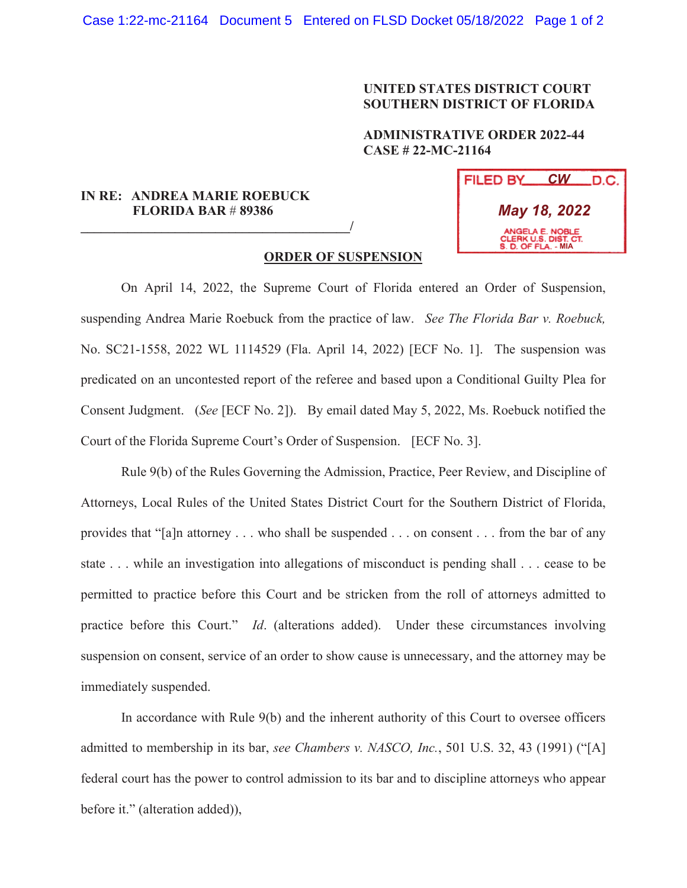**UNITED STATES DISTRICT COURT**
**SOUTHERN DISTRICT OF FLORIDA**

**ADMINISTRATIVE ORDER 2022-44**
**CASE # 22-MC-21164**

FILED BY CW D.C.
May 18, 2022
ANGELA E. NOBLE
CLERK U.S. DIST. CT.
S. D. OF FLA. - MIA

**IN RE: ANDREA MARIE ROEBUCK**
**FLORIDA BAR # 89386**
_______________________________________/

## ORDER OF SUSPENSION

On April 14, 2022, the Supreme Court of Florida entered an Order of Suspension, suspending Andrea Marie Roebuck from the practice of law. *See The Florida Bar v. Roebuck,* No. SC21-1558, 2022 WL 1114529 (Fla. April 14, 2022) [ECF No. 1]. The suspension was predicated on an uncontested report of the referee and based upon a Conditional Guilty Plea for Consent Judgment. (*See* [ECF No. 2]). By email dated May 5, 2022, Ms. Roebuck notified the Court of the Florida Supreme Court's Order of Suspension. [ECF No. 3].

Rule 9(b) of the Rules Governing the Admission, Practice, Peer Review, and Discipline of Attorneys, Local Rules of the United States District Court for the Southern District of Florida, provides that "[a]n attorney . . . who shall be suspended . . . on consent . . . from the bar of any state . . . while an investigation into allegations of misconduct is pending shall . . . cease to be permitted to practice before this Court and be stricken from the roll of attorneys admitted to practice before this Court." *Id*. (alterations added). Under these circumstances involving suspension on consent, service of an order to show cause is unnecessary, and the attorney may be immediately suspended.

In accordance with Rule 9(b) and the inherent authority of this Court to oversee officers admitted to membership in its bar, *see Chambers v. NASCO, Inc.*, 501 U.S. 32, 43 (1991) ("[A] federal court has the power to control admission to its bar and to discipline attorneys who appear before it." (alteration added)),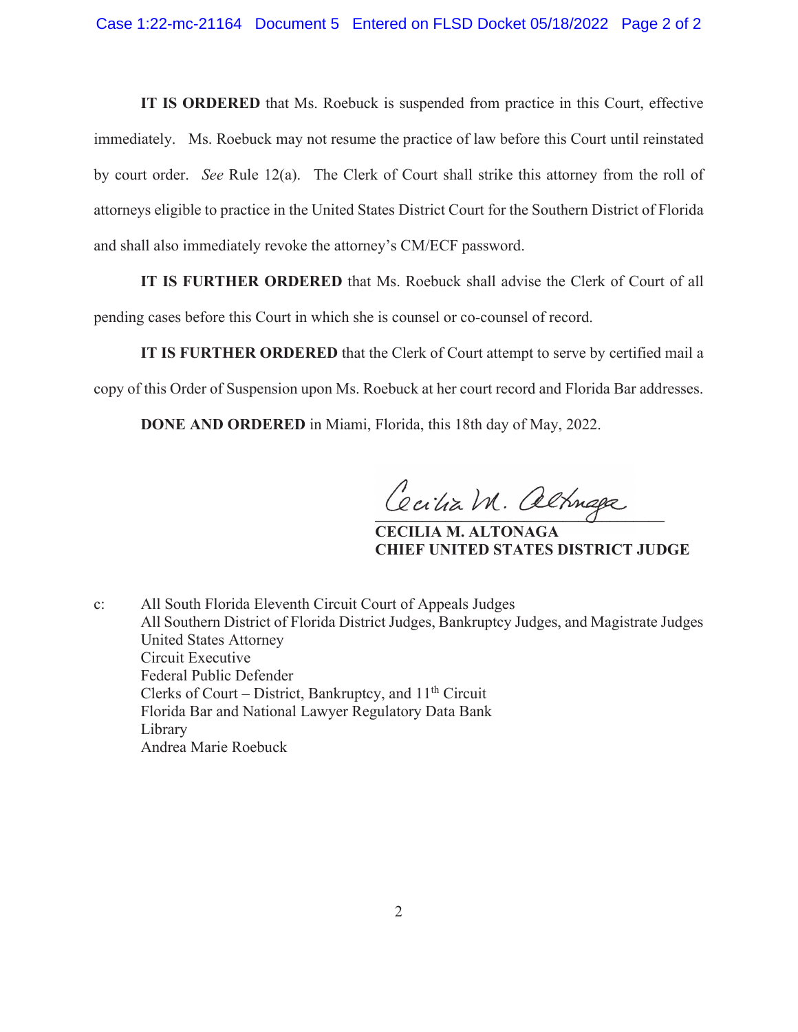**IT IS ORDERED** that Ms. Roebuck is suspended from practice in this Court, effective immediately. Ms. Roebuck may not resume the practice of law before this Court until reinstated by court order. *See* Rule 12(a). The Clerk of Court shall strike this attorney from the roll of attorneys eligible to practice in the United States District Court for the Southern District of Florida and shall also immediately revoke the attorney's CM/ECF password.

**IT IS FURTHER ORDERED** that Ms. Roebuck shall advise the Clerk of Court of all pending cases before this Court in which she is counsel or co-counsel of record.

**IT IS FURTHER ORDERED** that the Clerk of Court attempt to serve by certified mail a copy of this Order of Suspension upon Ms. Roebuck at her court record and Florida Bar addresses.

**DONE AND ORDERED** in Miami, Florida, this 18th day of May, 2022.

**CECILIA M. ALTONAGA**
**CHIEF UNITED STATES DISTRICT JUDGE**

c: All South Florida Eleventh Circuit Court of Appeals Judges
All Southern District of Florida District Judges, Bankruptcy Judges, and Magistrate Judges
United States Attorney
Circuit Executive
Federal Public Defender
Clerks of Court – District, Bankruptcy, and 11th Circuit
Florida Bar and National Lawyer Regulatory Data Bank
Library
Andrea Marie Roebuck